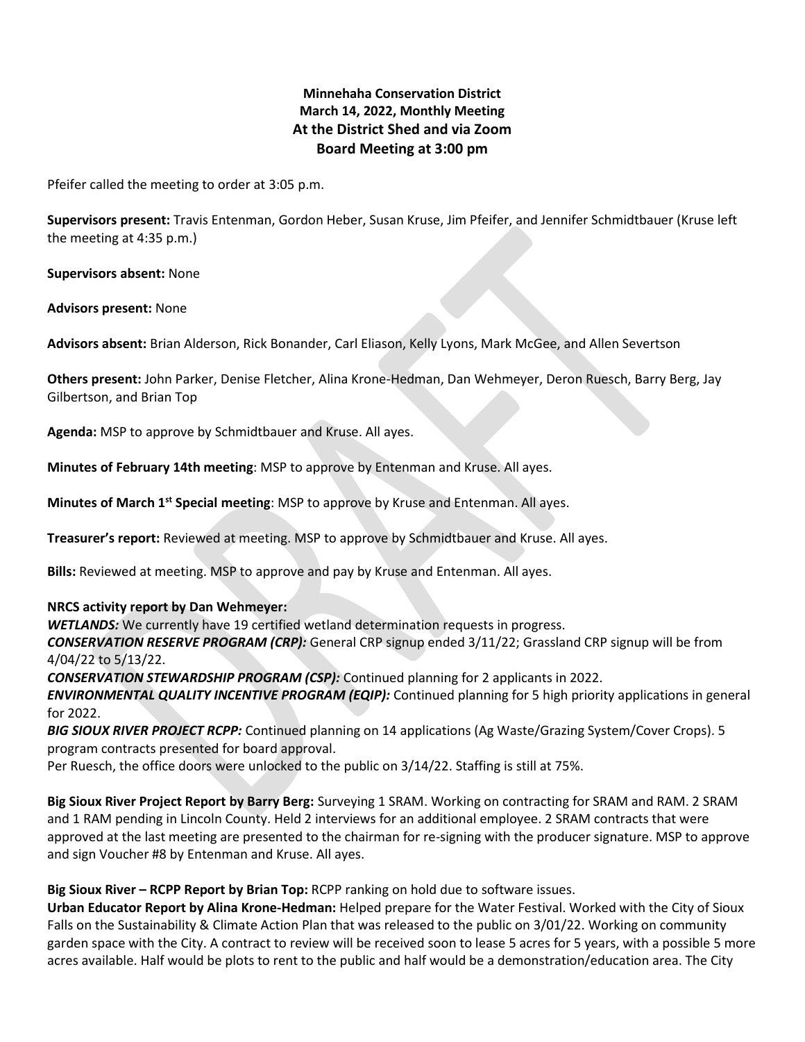**Minnehaha Conservation District**
**March 14, 2022, Monthly Meeting**
**At the District Shed and via Zoom**
**Board Meeting at 3:00 pm**

Pfeifer called the meeting to order at 3:05 p.m.

**Supervisors present:** Travis Entenman, Gordon Heber, Susan Kruse, Jim Pfeifer, and Jennifer Schmidtbauer (Kruse left the meeting at 4:35 p.m.)

**Supervisors absent:** None

**Advisors present:** None

**Advisors absent:** Brian Alderson, Rick Bonander, Carl Eliason, Kelly Lyons, Mark McGee, and Allen Severtson

**Others present:** John Parker, Denise Fletcher, Alina Krone-Hedman, Dan Wehmeyer, Deron Ruesch, Barry Berg, Jay Gilbertson, and Brian Top

**Agenda:** MSP to approve by Schmidtbauer and Kruse. All ayes.

**Minutes of February 14th meeting**: MSP to approve by Entenman and Kruse. All ayes.

**Minutes of March 1st Special meeting**: MSP to approve by Kruse and Entenman. All ayes.

**Treasurer's report:** Reviewed at meeting. MSP to approve by Schmidtbauer and Kruse. All ayes.

**Bills:** Reviewed at meeting. MSP to approve and pay by Kruse and Entenman. All ayes.

**NRCS activity report by Dan Wehmeyer:**
***WETLANDS:*** We currently have 19 certified wetland determination requests in progress.
***CONSERVATION RESERVE PROGRAM (CRP):*** General CRP signup ended 3/11/22; Grassland CRP signup will be from 4/04/22 to 5/13/22.
***CONSERVATION STEWARDSHIP PROGRAM (CSP):*** Continued planning for 2 applicants in 2022.
***ENVIRONMENTAL QUALITY INCENTIVE PROGRAM (EQIP):*** Continued planning for 5 high priority applications in general for 2022.
***BIG SIOUX RIVER PROJECT RCPP:*** Continued planning on 14 applications (Ag Waste/Grazing System/Cover Crops). 5 program contracts presented for board approval.
Per Ruesch, the office doors were unlocked to the public on 3/14/22. Staffing is still at 75%.

**Big Sioux River Project Report by Barry Berg:** Surveying 1 SRAM. Working on contracting for SRAM and RAM. 2 SRAM and 1 RAM pending in Lincoln County. Held 2 interviews for an additional employee. 2 SRAM contracts that were approved at the last meeting are presented to the chairman for re-signing with the producer signature. MSP to approve and sign Voucher #8 by Entenman and Kruse. All ayes.

**Big Sioux River – RCPP Report by Brian Top:** RCPP ranking on hold due to software issues.
**Urban Educator Report by Alina Krone-Hedman:** Helped prepare for the Water Festival. Worked with the City of Sioux Falls on the Sustainability & Climate Action Plan that was released to the public on 3/01/22. Working on community garden space with the City. A contract to review will be received soon to lease 5 acres for 5 years, with a possible 5 more acres available. Half would be plots to rent to the public and half would be a demonstration/education area. The City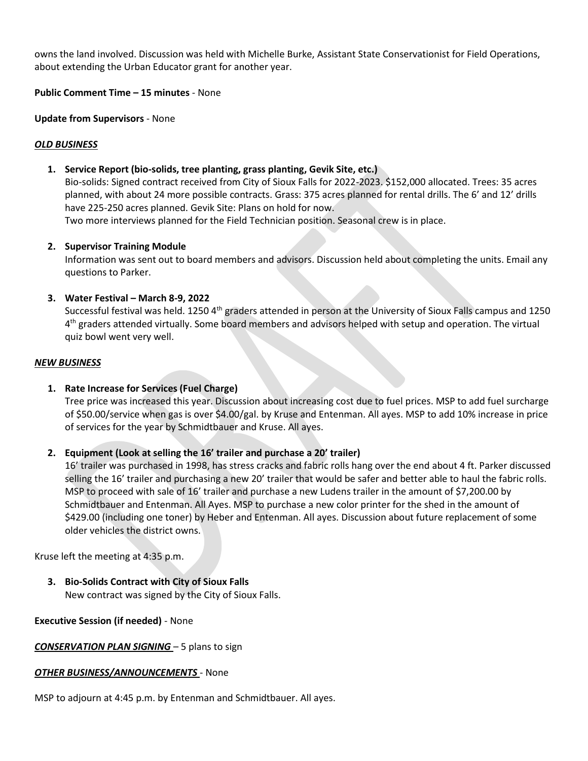owns the land involved. Discussion was held with Michelle Burke, Assistant State Conservationist for Field Operations, about extending the Urban Educator grant for another year.

**Public Comment Time – 15 minutes** - None

**Update from Supervisors** - None

***OLD BUSINESS***

1. **Service Report (bio-solids, tree planting, grass planting, Gevik Site, etc.)**
   Bio-solids: Signed contract received from City of Sioux Falls for 2022-2023. $152,000 allocated. Trees: 35 acres planned, with about 24 more possible contracts. Grass: 375 acres planned for rental drills. The 6' and 12' drills have 225-250 acres planned. Gevik Site: Plans on hold for now.
   Two more interviews planned for the Field Technician position. Seasonal crew is in place.

2. **Supervisor Training Module**
   Information was sent out to board members and advisors. Discussion held about completing the units. Email any questions to Parker.

3. **Water Festival – March 8-9, 2022**
   Successful festival was held. 1250 4th graders attended in person at the University of Sioux Falls campus and 1250 4th graders attended virtually. Some board members and advisors helped with setup and operation. The virtual quiz bowl went very well.

***NEW BUSINESS***

1. **Rate Increase for Services (Fuel Charge)**
   Tree price was increased this year. Discussion about increasing cost due to fuel prices. MSP to add fuel surcharge of $50.00/service when gas is over $4.00/gal. by Kruse and Entenman. All ayes. MSP to add 10% increase in price of services for the year by Schmidtbauer and Kruse. All ayes.

2. **Equipment (Look at selling the 16' trailer and purchase a 20' trailer)**
   16' trailer was purchased in 1998, has stress cracks and fabric rolls hang over the end about 4 ft. Parker discussed selling the 16' trailer and purchasing a new 20' trailer that would be safer and better able to haul the fabric rolls. MSP to proceed with sale of 16' trailer and purchase a new Ludens trailer in the amount of $7,200.00 by Schmidtbauer and Entenman. All Ayes. MSP to purchase a new color printer for the shed in the amount of $429.00 (including one toner) by Heber and Entenman. All ayes. Discussion about future replacement of some older vehicles the district owns.

Kruse left the meeting at 4:35 p.m.

3. **Bio-Solids Contract with City of Sioux Falls**
   New contract was signed by the City of Sioux Falls.

**Executive Session (if needed)** - None

***CONSERVATION PLAN SIGNING*** – 5 plans to sign

***OTHER BUSINESS/ANNOUNCEMENTS*** - None

MSP to adjourn at 4:45 p.m. by Entenman and Schmidtbauer. All ayes.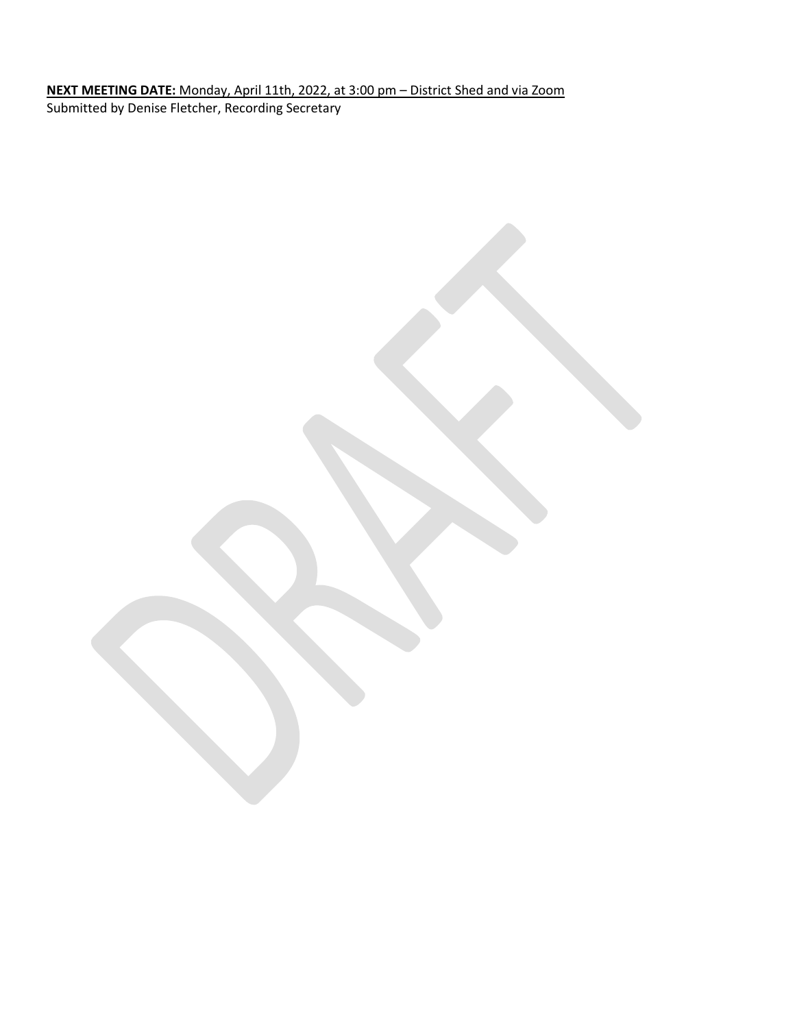**NEXT MEETING DATE:** Monday, April 11th, 2022, at 3:00 pm – District Shed and via Zoom

Submitted by Denise Fletcher, Recording Secretary